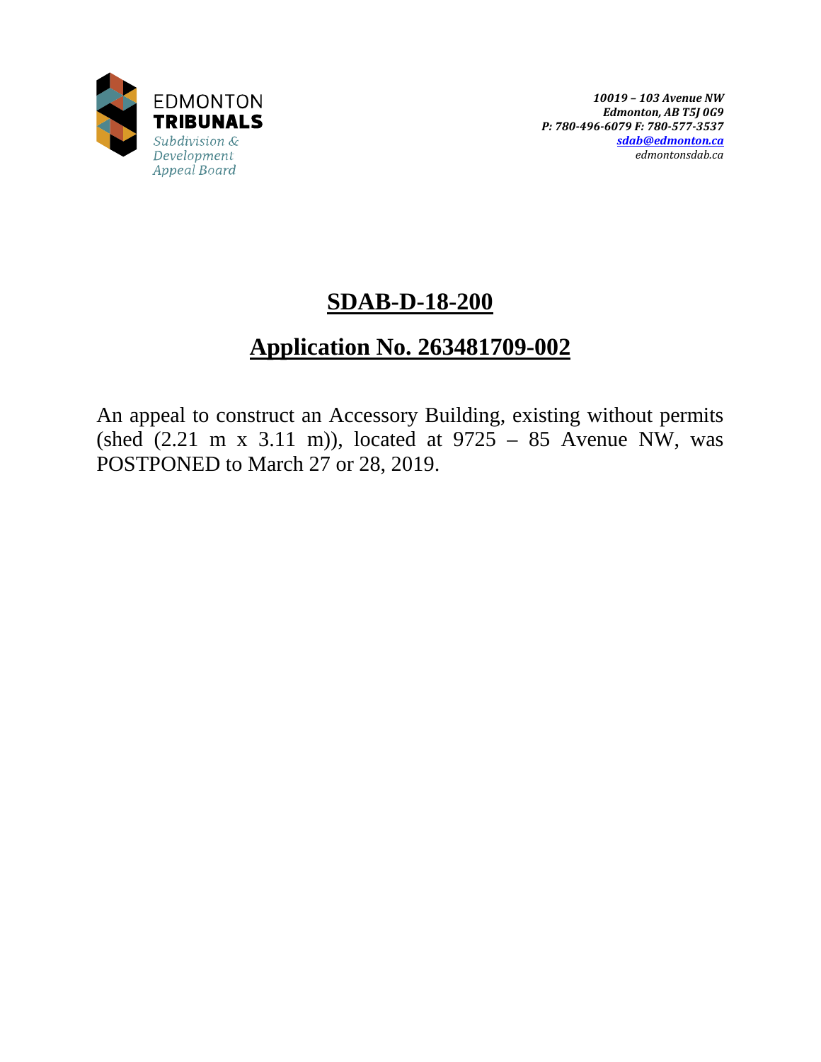EDMONTON
**TRIBUNALS**
*Subdivision & Development Appeal Board*

***10019 – 103 Avenue NW***
***Edmonton, AB T5J 0G9***
***P: 780-496-6079 F: 780-577-3537***
***sdab@edmonton.ca***
*edmontonsdab.ca*

# SDAB-D-18-200

## Application No. 263481709-002

An appeal to construct an Accessory Building, existing without permits (shed (2.21 m x 3.11 m)), located at 9725 – 85 Avenue NW, was POSTPONED to March 27 or 28, 2019.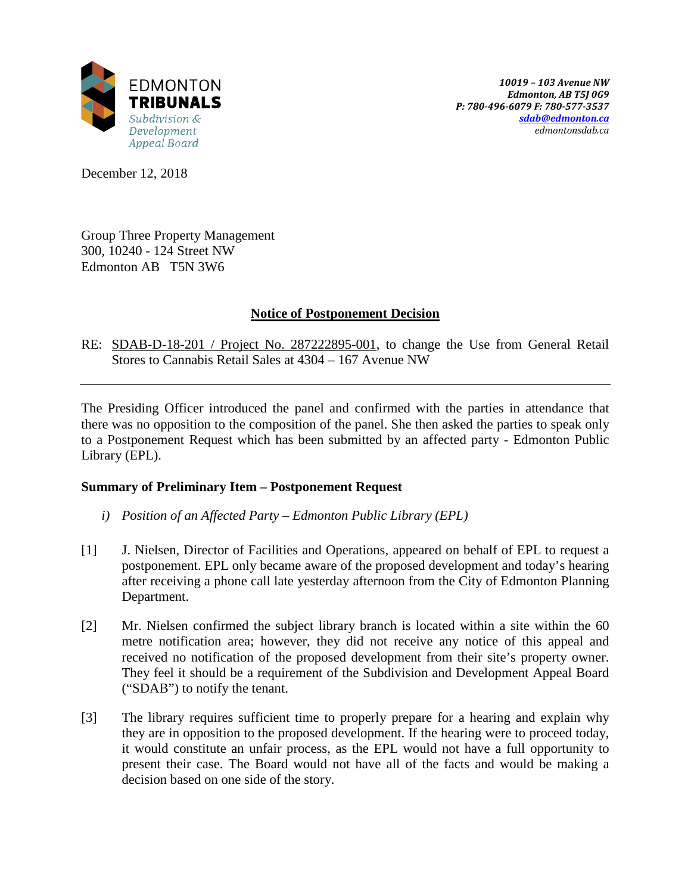EDMONTON
**TRIBUNALS**
*Subdivision & Development Appeal Board*

***10019 – 103 Avenue NW***
***Edmonton, AB T5J 0G9***
***P: 780-496-6079 F: 780-577-3537***
***sdab@edmonton.ca***
*edmontonsdab.ca*

December 12, 2018

Group Three Property Management
300, 10240 - 124 Street NW
Edmonton AB T5N 3W6

## Notice of Postponement Decision

RE: SDAB-D-18-201 / Project No. 287222895-001, to change the Use from General Retail Stores to Cannabis Retail Sales at 4304 – 167 Avenue NW

---

The Presiding Officer introduced the panel and confirmed with the parties in attendance that there was no opposition to the composition of the panel. She then asked the parties to speak only to a Postponement Request which has been submitted by an affected party - Edmonton Public Library (EPL).

### Summary of Preliminary Item – Postponement Request

*i) Position of an Affected Party – Edmonton Public Library (EPL)*

[1] J. Nielsen, Director of Facilities and Operations, appeared on behalf of EPL to request a postponement. EPL only became aware of the proposed development and today's hearing after receiving a phone call late yesterday afternoon from the City of Edmonton Planning Department.

[2] Mr. Nielsen confirmed the subject library branch is located within a site within the 60 metre notification area; however, they did not receive any notice of this appeal and received no notification of the proposed development from their site's property owner. They feel it should be a requirement of the Subdivision and Development Appeal Board ("SDAB") to notify the tenant.

[3] The library requires sufficient time to properly prepare for a hearing and explain why they are in opposition to the proposed development. If the hearing were to proceed today, it would constitute an unfair process, as the EPL would not have a full opportunity to present their case. The Board would not have all of the facts and would be making a decision based on one side of the story.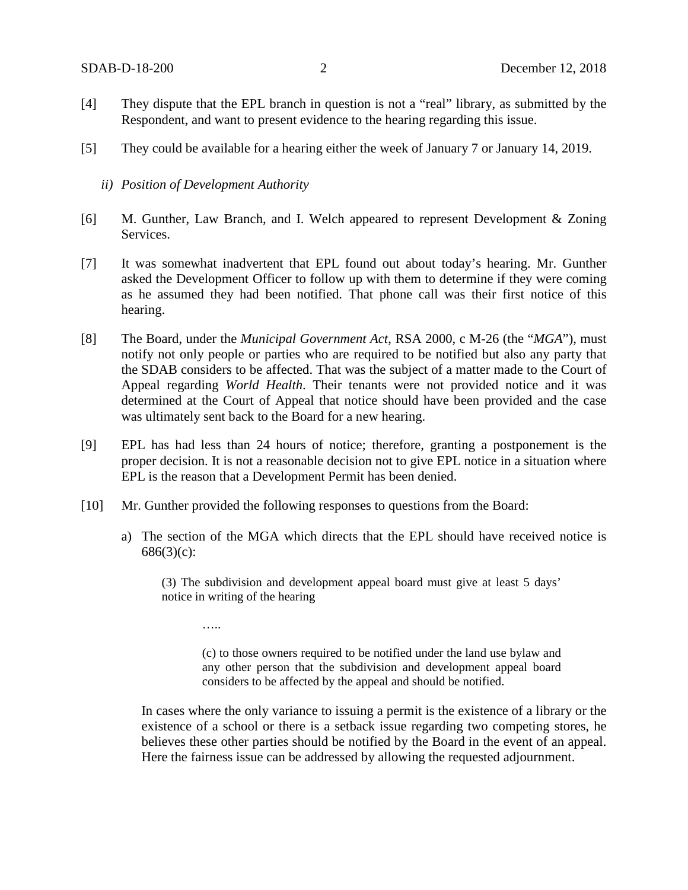[4] They dispute that the EPL branch in question is not a "real" library, as submitted by the Respondent, and want to present evidence to the hearing regarding this issue.

[5] They could be available for a hearing either the week of January 7 or January 14, 2019.

*ii) Position of Development Authority*

[6] M. Gunther, Law Branch, and I. Welch appeared to represent Development & Zoning Services.

[7] It was somewhat inadvertent that EPL found out about today's hearing. Mr. Gunther asked the Development Officer to follow up with them to determine if they were coming as he assumed they had been notified. That phone call was their first notice of this hearing.

[8] The Board, under the *Municipal Government Act*, RSA 2000, c M-26 (the "*MGA*"), must notify not only people or parties who are required to be notified but also any party that the SDAB considers to be affected. That was the subject of a matter made to the Court of Appeal regarding *World Health*. Their tenants were not provided notice and it was determined at the Court of Appeal that notice should have been provided and the case was ultimately sent back to the Board for a new hearing.

[9] EPL has had less than 24 hours of notice; therefore, granting a postponement is the proper decision. It is not a reasonable decision not to give EPL notice in a situation where EPL is the reason that a Development Permit has been denied.

[10] Mr. Gunther provided the following responses to questions from the Board:

a) The section of the MGA which directs that the EPL should have received notice is 686(3)(c):

> (3) The subdivision and development appeal board must give at least 5 days' notice in writing of the hearing
>
> …..
>
> (c) to those owners required to be notified under the land use bylaw and any other person that the subdivision and development appeal board considers to be affected by the appeal and should be notified.

In cases where the only variance to issuing a permit is the existence of a library or the existence of a school or there is a setback issue regarding two competing stores, he believes these other parties should be notified by the Board in the event of an appeal. Here the fairness issue can be addressed by allowing the requested adjournment.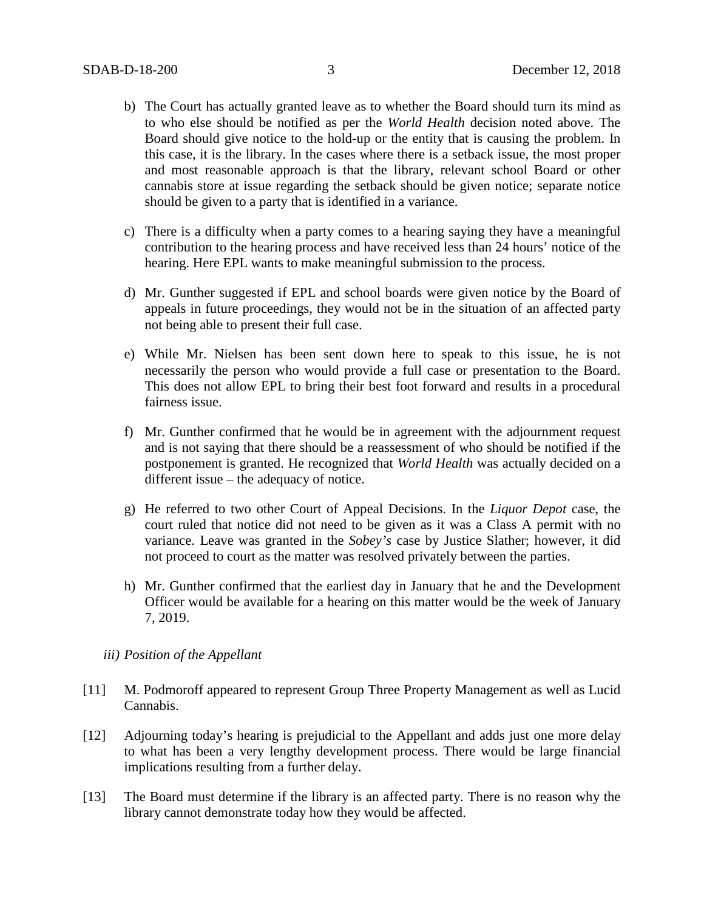b) The Court has actually granted leave as to whether the Board should turn its mind as to who else should be notified as per the *World Health* decision noted above. The Board should give notice to the hold-up or the entity that is causing the problem. In this case, it is the library. In the cases where there is a setback issue, the most proper and most reasonable approach is that the library, relevant school Board or other cannabis store at issue regarding the setback should be given notice; separate notice should be given to a party that is identified in a variance.

c) There is a difficulty when a party comes to a hearing saying they have a meaningful contribution to the hearing process and have received less than 24 hours' notice of the hearing. Here EPL wants to make meaningful submission to the process.

d) Mr. Gunther suggested if EPL and school boards were given notice by the Board of appeals in future proceedings, they would not be in the situation of an affected party not being able to present their full case.

e) While Mr. Nielsen has been sent down here to speak to this issue, he is not necessarily the person who would provide a full case or presentation to the Board. This does not allow EPL to bring their best foot forward and results in a procedural fairness issue.

f) Mr. Gunther confirmed that he would be in agreement with the adjournment request and is not saying that there should be a reassessment of who should be notified if the postponement is granted. He recognized that *World Health* was actually decided on a different issue – the adequacy of notice.

g) He referred to two other Court of Appeal Decisions. In the *Liquor Depot* case, the court ruled that notice did not need to be given as it was a Class A permit with no variance. Leave was granted in the *Sobey's* case by Justice Slather; however, it did not proceed to court as the matter was resolved privately between the parties.

h) Mr. Gunther confirmed that the earliest day in January that he and the Development Officer would be available for a hearing on this matter would be the week of January 7, 2019.

*iii) Position of the Appellant*

[11] M. Podmoroff appeared to represent Group Three Property Management as well as Lucid Cannabis.

[12] Adjourning today's hearing is prejudicial to the Appellant and adds just one more delay to what has been a very lengthy development process. There would be large financial implications resulting from a further delay.

[13] The Board must determine if the library is an affected party. There is no reason why the library cannot demonstrate today how they would be affected.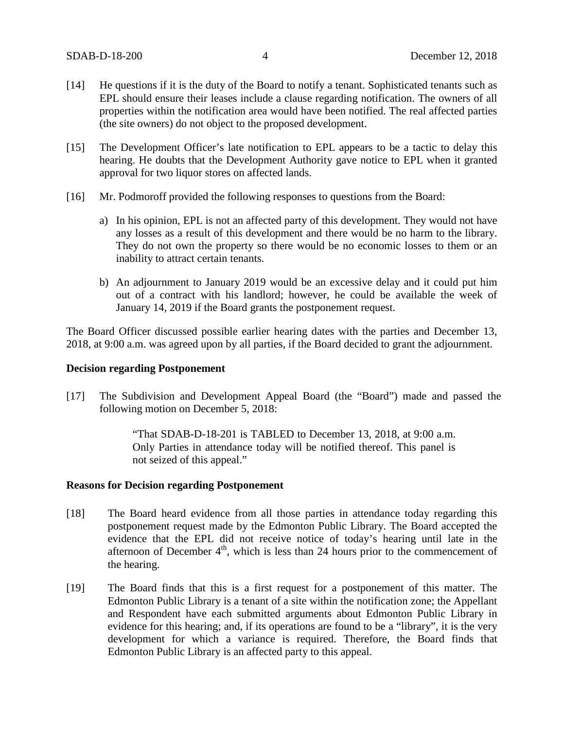[14] He questions if it is the duty of the Board to notify a tenant. Sophisticated tenants such as EPL should ensure their leases include a clause regarding notification. The owners of all properties within the notification area would have been notified. The real affected parties (the site owners) do not object to the proposed development.

[15] The Development Officer's late notification to EPL appears to be a tactic to delay this hearing. He doubts that the Development Authority gave notice to EPL when it granted approval for two liquor stores on affected lands.

[16] Mr. Podmoroff provided the following responses to questions from the Board:

a) In his opinion, EPL is not an affected party of this development. They would not have any losses as a result of this development and there would be no harm to the library. They do not own the property so there would be no economic losses to them or an inability to attract certain tenants.

b) An adjournment to January 2019 would be an excessive delay and it could put him out of a contract with his landlord; however, he could be available the week of January 14, 2019 if the Board grants the postponement request.

The Board Officer discussed possible earlier hearing dates with the parties and December 13, 2018, at 9:00 a.m. was agreed upon by all parties, if the Board decided to grant the adjournment.

**Decision regarding Postponement**

[17] The Subdivision and Development Appeal Board (the "Board") made and passed the following motion on December 5, 2018:

> "That SDAB-D-18-201 is TABLED to December 13, 2018, at 9:00 a.m. Only Parties in attendance today will be notified thereof. This panel is not seized of this appeal."

**Reasons for Decision regarding Postponement**

[18] The Board heard evidence from all those parties in attendance today regarding this postponement request made by the Edmonton Public Library. The Board accepted the evidence that the EPL did not receive notice of today's hearing until late in the afternoon of December 4th, which is less than 24 hours prior to the commencement of the hearing.

[19] The Board finds that this is a first request for a postponement of this matter. The Edmonton Public Library is a tenant of a site within the notification zone; the Appellant and Respondent have each submitted arguments about Edmonton Public Library in evidence for this hearing; and, if its operations are found to be a "library", it is the very development for which a variance is required. Therefore, the Board finds that Edmonton Public Library is an affected party to this appeal.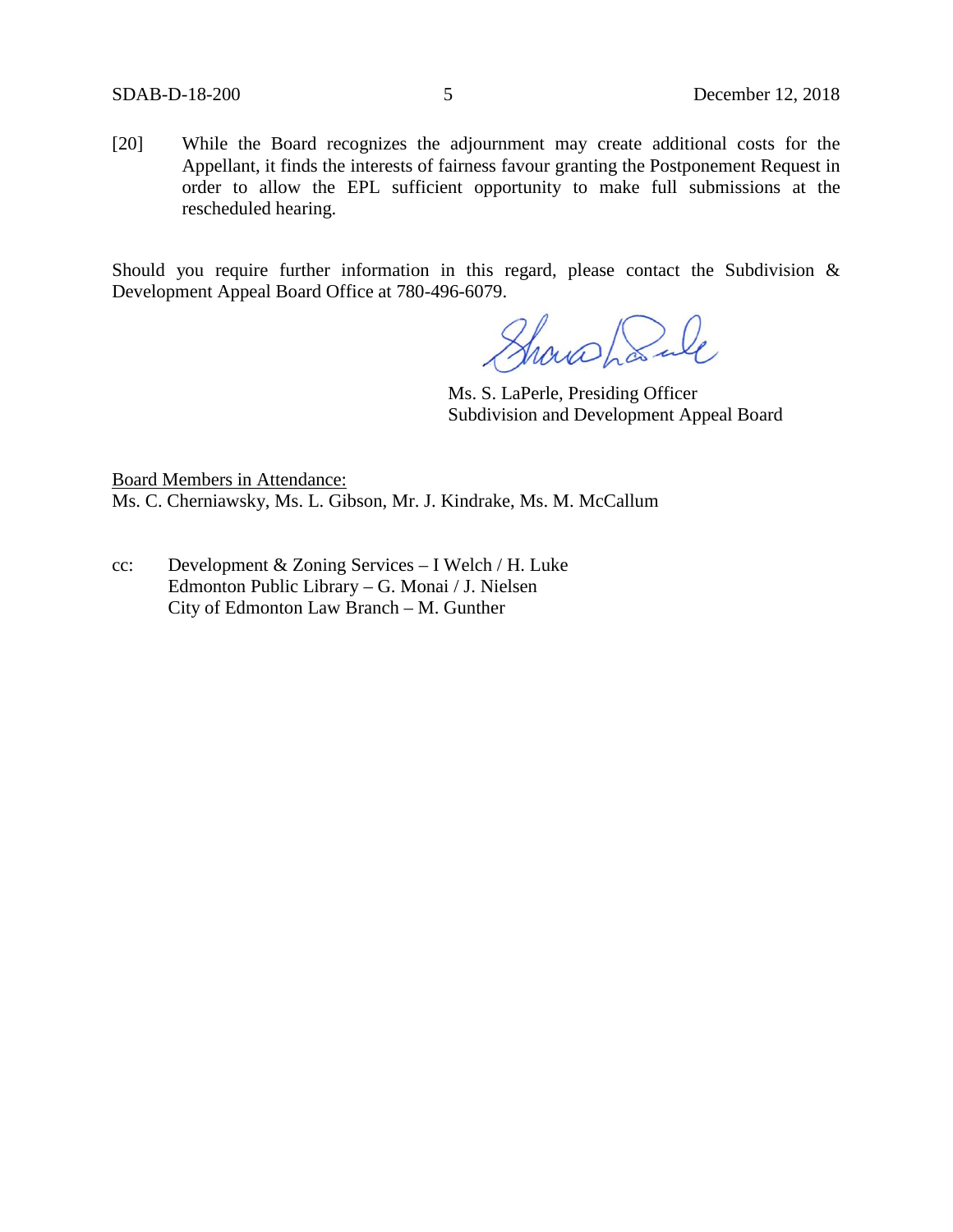[20] While the Board recognizes the adjournment may create additional costs for the Appellant, it finds the interests of fairness favour granting the Postponement Request in order to allow the EPL sufficient opportunity to make full submissions at the rescheduled hearing.

Should you require further information in this regard, please contact the Subdivision & Development Appeal Board Office at 780-496-6079.

Ms. S. LaPerle, Presiding Officer
Subdivision and Development Appeal Board

Board Members in Attendance:
Ms. C. Cherniawsky, Ms. L. Gibson, Mr. J. Kindrake, Ms. M. McCallum

cc: Development & Zoning Services – I Welch / H. Luke
Edmonton Public Library – G. Monai / J. Nielsen
City of Edmonton Law Branch – M. Gunther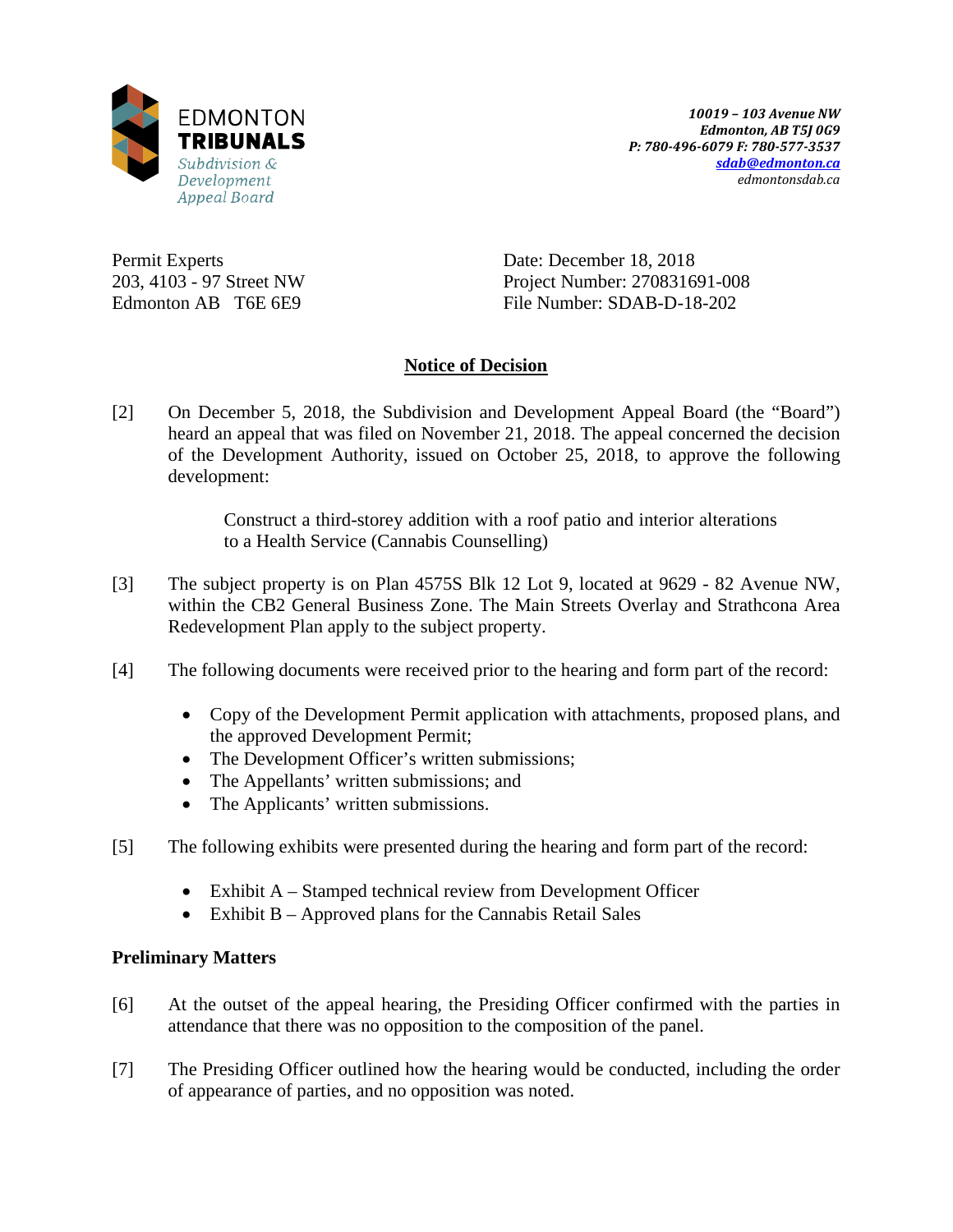EDMONTON **TRIBUNALS**
*Subdivision & Development Appeal Board*

***10019 – 103 Avenue NW***
***Edmonton, AB T5J 0G9***
***P: 780-496-6079 F: 780-577-3537***
***sdab@edmonton.ca***
*edmontonsdab.ca*

Permit Experts
203, 4103 - 97 Street NW
Edmonton AB T6E 6E9

Date: December 18, 2018
Project Number: 270831691-008
File Number: SDAB-D-18-202

## Notice of Decision

[2] On December 5, 2018, the Subdivision and Development Appeal Board (the "Board") heard an appeal that was filed on November 21, 2018. The appeal concerned the decision of the Development Authority, issued on October 25, 2018, to approve the following development:

> Construct a third-storey addition with a roof patio and interior alterations to a Health Service (Cannabis Counselling)

[3] The subject property is on Plan 4575S Blk 12 Lot 9, located at 9629 - 82 Avenue NW, within the CB2 General Business Zone. The Main Streets Overlay and Strathcona Area Redevelopment Plan apply to the subject property.

[4] The following documents were received prior to the hearing and form part of the record:

- Copy of the Development Permit application with attachments, proposed plans, and the approved Development Permit;
- The Development Officer's written submissions;
- The Appellants' written submissions; and
- The Applicants' written submissions.

[5] The following exhibits were presented during the hearing and form part of the record:

- Exhibit A – Stamped technical review from Development Officer
- Exhibit B – Approved plans for the Cannabis Retail Sales

### Preliminary Matters

[6] At the outset of the appeal hearing, the Presiding Officer confirmed with the parties in attendance that there was no opposition to the composition of the panel.

[7] The Presiding Officer outlined how the hearing would be conducted, including the order of appearance of parties, and no opposition was noted.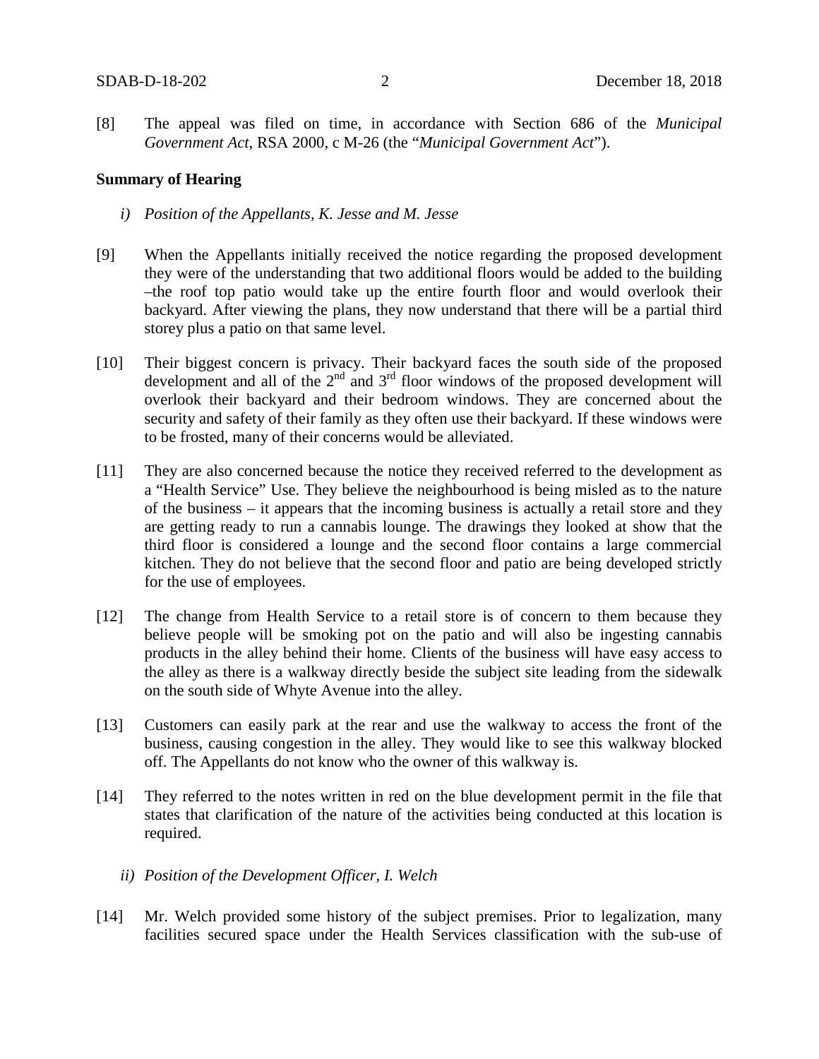[8] The appeal was filed on time, in accordance with Section 686 of the *Municipal Government Act*, RSA 2000, c M-26 (the "*Municipal Government Act*").

**Summary of Hearing**

*i) Position of the Appellants, K. Jesse and M. Jesse*

[9] When the Appellants initially received the notice regarding the proposed development they were of the understanding that two additional floors would be added to the building –the roof top patio would take up the entire fourth floor and would overlook their backyard. After viewing the plans, they now understand that there will be a partial third storey plus a patio on that same level.

[10] Their biggest concern is privacy. Their backyard faces the south side of the proposed development and all of the 2nd and 3rd floor windows of the proposed development will overlook their backyard and their bedroom windows. They are concerned about the security and safety of their family as they often use their backyard. If these windows were to be frosted, many of their concerns would be alleviated.

[11] They are also concerned because the notice they received referred to the development as a "Health Service" Use. They believe the neighbourhood is being misled as to the nature of the business – it appears that the incoming business is actually a retail store and they are getting ready to run a cannabis lounge. The drawings they looked at show that the third floor is considered a lounge and the second floor contains a large commercial kitchen. They do not believe that the second floor and patio are being developed strictly for the use of employees.

[12] The change from Health Service to a retail store is of concern to them because they believe people will be smoking pot on the patio and will also be ingesting cannabis products in the alley behind their home. Clients of the business will have easy access to the alley as there is a walkway directly beside the subject site leading from the sidewalk on the south side of Whyte Avenue into the alley.

[13] Customers can easily park at the rear and use the walkway to access the front of the business, causing congestion in the alley. They would like to see this walkway blocked off. The Appellants do not know who the owner of this walkway is.

[14] They referred to the notes written in red on the blue development permit in the file that states that clarification of the nature of the activities being conducted at this location is required.

*ii) Position of the Development Officer, I. Welch*

[14] Mr. Welch provided some history of the subject premises. Prior to legalization, many facilities secured space under the Health Services classification with the sub-use of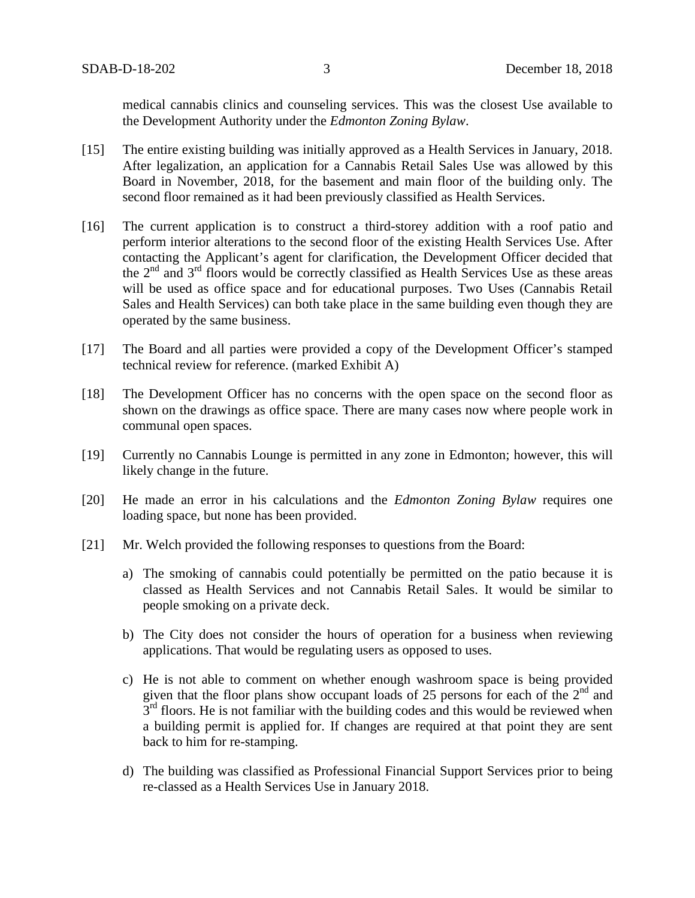medical cannabis clinics and counseling services. This was the closest Use available to the Development Authority under the *Edmonton Zoning Bylaw*.

[15] The entire existing building was initially approved as a Health Services in January, 2018. After legalization, an application for a Cannabis Retail Sales Use was allowed by this Board in November, 2018, for the basement and main floor of the building only. The second floor remained as it had been previously classified as Health Services.

[16] The current application is to construct a third-storey addition with a roof patio and perform interior alterations to the second floor of the existing Health Services Use. After contacting the Applicant's agent for clarification, the Development Officer decided that the 2nd and 3rd floors would be correctly classified as Health Services Use as these areas will be used as office space and for educational purposes. Two Uses (Cannabis Retail Sales and Health Services) can both take place in the same building even though they are operated by the same business.

[17] The Board and all parties were provided a copy of the Development Officer's stamped technical review for reference. (marked Exhibit A)

[18] The Development Officer has no concerns with the open space on the second floor as shown on the drawings as office space. There are many cases now where people work in communal open spaces.

[19] Currently no Cannabis Lounge is permitted in any zone in Edmonton; however, this will likely change in the future.

[20] He made an error in his calculations and the *Edmonton Zoning Bylaw* requires one loading space, but none has been provided.

[21] Mr. Welch provided the following responses to questions from the Board:

a) The smoking of cannabis could potentially be permitted on the patio because it is classed as Health Services and not Cannabis Retail Sales. It would be similar to people smoking on a private deck.

b) The City does not consider the hours of operation for a business when reviewing applications. That would be regulating users as opposed to uses.

c) He is not able to comment on whether enough washroom space is being provided given that the floor plans show occupant loads of 25 persons for each of the 2nd and 3rd floors. He is not familiar with the building codes and this would be reviewed when a building permit is applied for. If changes are required at that point they are sent back to him for re-stamping.

d) The building was classified as Professional Financial Support Services prior to being re-classed as a Health Services Use in January 2018.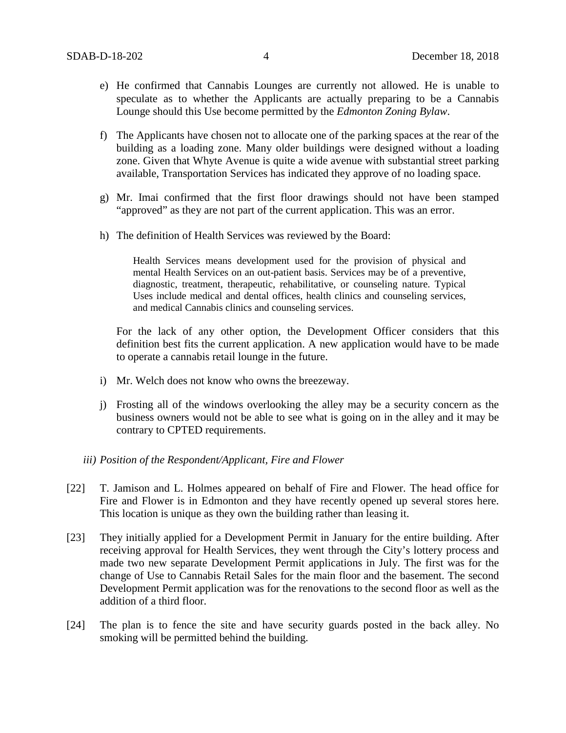e) He confirmed that Cannabis Lounges are currently not allowed. He is unable to speculate as to whether the Applicants are actually preparing to be a Cannabis Lounge should this Use become permitted by the *Edmonton Zoning Bylaw*.

f) The Applicants have chosen not to allocate one of the parking spaces at the rear of the building as a loading zone. Many older buildings were designed without a loading zone. Given that Whyte Avenue is quite a wide avenue with substantial street parking available, Transportation Services has indicated they approve of no loading space.

g) Mr. Imai confirmed that the first floor drawings should not have been stamped "approved" as they are not part of the current application. This was an error.

h) The definition of Health Services was reviewed by the Board:

> Health Services means development used for the provision of physical and mental Health Services on an out-patient basis. Services may be of a preventive, diagnostic, treatment, therapeutic, rehabilitative, or counseling nature. Typical Uses include medical and dental offices, health clinics and counseling services, and medical Cannabis clinics and counseling services.

For the lack of any other option, the Development Officer considers that this definition best fits the current application. A new application would have to be made to operate a cannabis retail lounge in the future.

i) Mr. Welch does not know who owns the breezeway.

j) Frosting all of the windows overlooking the alley may be a security concern as the business owners would not be able to see what is going on in the alley and it may be contrary to CPTED requirements.

*iii) Position of the Respondent/Applicant, Fire and Flower*

[22] T. Jamison and L. Holmes appeared on behalf of Fire and Flower. The head office for Fire and Flower is in Edmonton and they have recently opened up several stores here. This location is unique as they own the building rather than leasing it.

[23] They initially applied for a Development Permit in January for the entire building. After receiving approval for Health Services, they went through the City's lottery process and made two new separate Development Permit applications in July. The first was for the change of Use to Cannabis Retail Sales for the main floor and the basement. The second Development Permit application was for the renovations to the second floor as well as the addition of a third floor.

[24] The plan is to fence the site and have security guards posted in the back alley. No smoking will be permitted behind the building.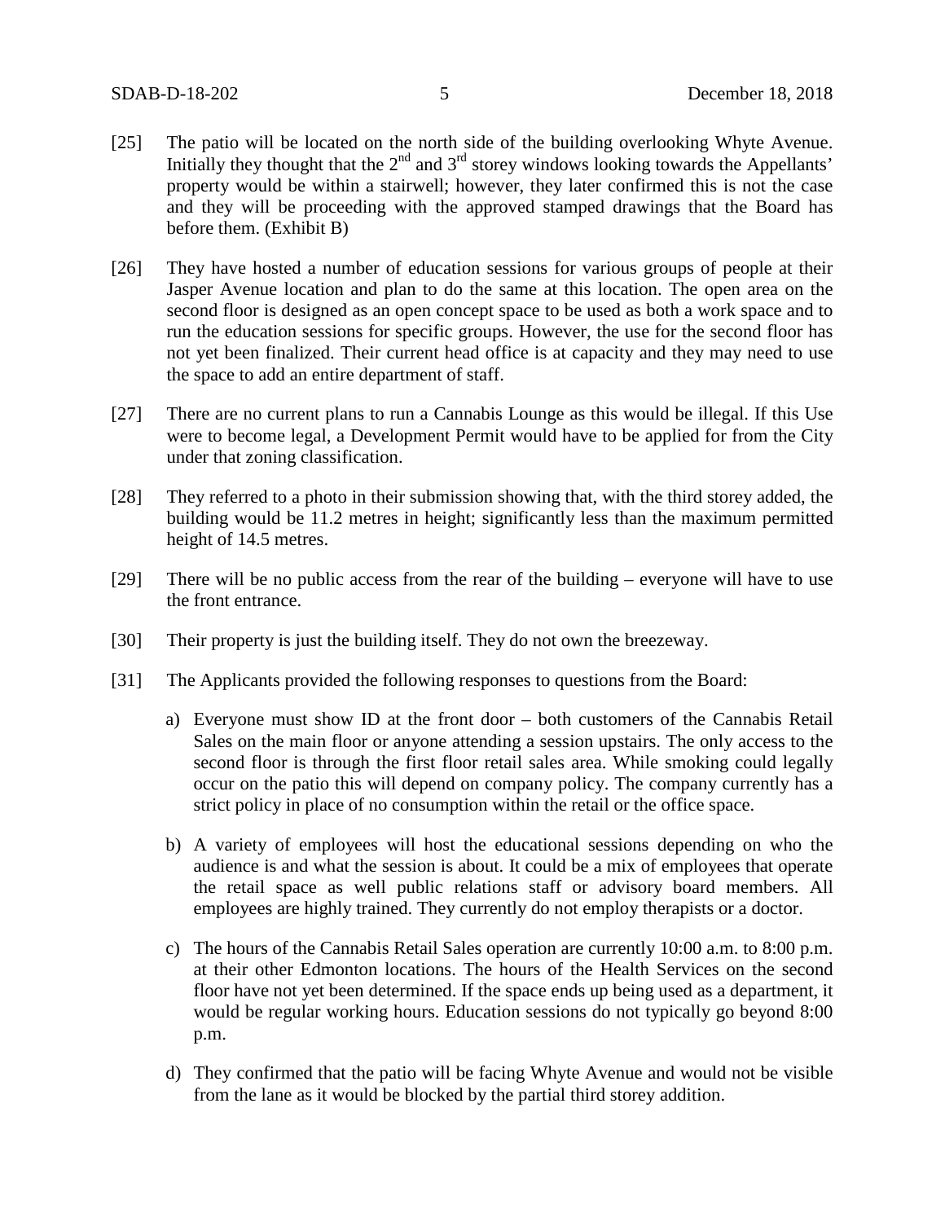[25] The patio will be located on the north side of the building overlooking Whyte Avenue. Initially they thought that the 2nd and 3rd storey windows looking towards the Appellants' property would be within a stairwell; however, they later confirmed this is not the case and they will be proceeding with the approved stamped drawings that the Board has before them. (Exhibit B)

[26] They have hosted a number of education sessions for various groups of people at their Jasper Avenue location and plan to do the same at this location. The open area on the second floor is designed as an open concept space to be used as both a work space and to run the education sessions for specific groups. However, the use for the second floor has not yet been finalized. Their current head office is at capacity and they may need to use the space to add an entire department of staff.

[27] There are no current plans to run a Cannabis Lounge as this would be illegal. If this Use were to become legal, a Development Permit would have to be applied for from the City under that zoning classification.

[28] They referred to a photo in their submission showing that, with the third storey added, the building would be 11.2 metres in height; significantly less than the maximum permitted height of 14.5 metres.

[29] There will be no public access from the rear of the building – everyone will have to use the front entrance.

[30] Their property is just the building itself. They do not own the breezeway.

[31] The Applicants provided the following responses to questions from the Board:

a) Everyone must show ID at the front door – both customers of the Cannabis Retail Sales on the main floor or anyone attending a session upstairs. The only access to the second floor is through the first floor retail sales area. While smoking could legally occur on the patio this will depend on company policy. The company currently has a strict policy in place of no consumption within the retail or the office space.

b) A variety of employees will host the educational sessions depending on who the audience is and what the session is about. It could be a mix of employees that operate the retail space as well public relations staff or advisory board members. All employees are highly trained. They currently do not employ therapists or a doctor.

c) The hours of the Cannabis Retail Sales operation are currently 10:00 a.m. to 8:00 p.m. at their other Edmonton locations. The hours of the Health Services on the second floor have not yet been determined. If the space ends up being used as a department, it would be regular working hours. Education sessions do not typically go beyond 8:00 p.m.

d) They confirmed that the patio will be facing Whyte Avenue and would not be visible from the lane as it would be blocked by the partial third storey addition.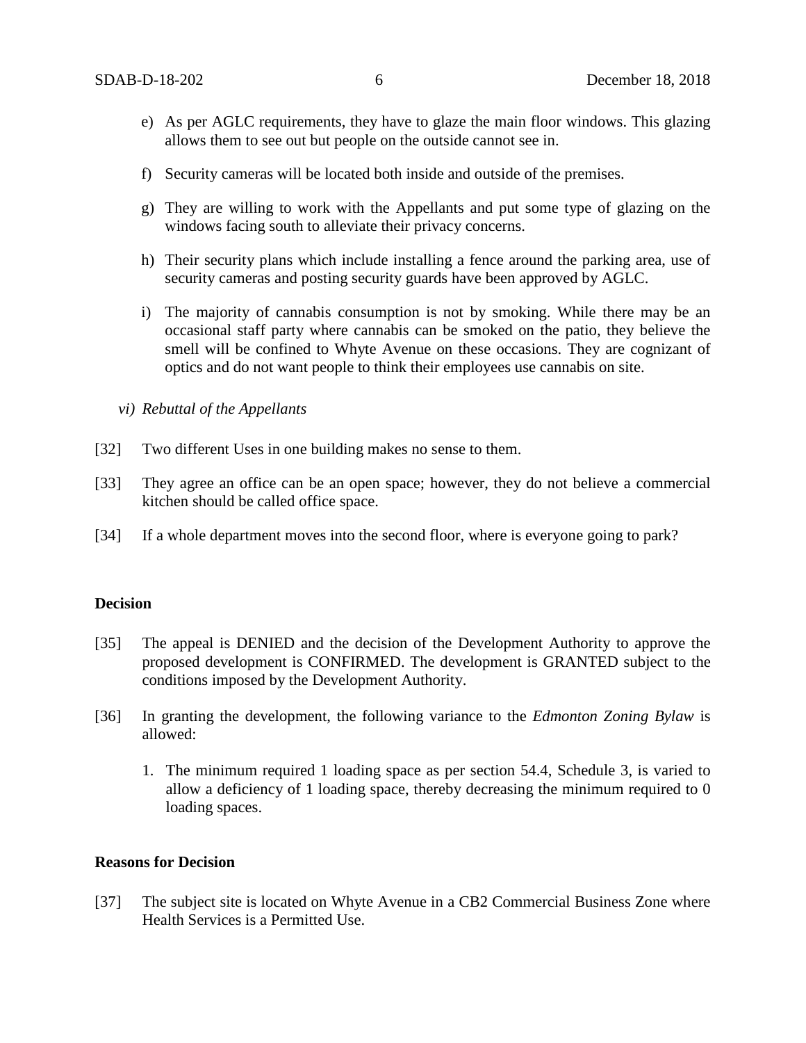e) As per AGLC requirements, they have to glaze the main floor windows. This glazing allows them to see out but people on the outside cannot see in.

f) Security cameras will be located both inside and outside of the premises.

g) They are willing to work with the Appellants and put some type of glazing on the windows facing south to alleviate their privacy concerns.

h) Their security plans which include installing a fence around the parking area, use of security cameras and posting security guards have been approved by AGLC.

i) The majority of cannabis consumption is not by smoking. While there may be an occasional staff party where cannabis can be smoked on the patio, they believe the smell will be confined to Whyte Avenue on these occasions. They are cognizant of optics and do not want people to think their employees use cannabis on site.

*vi) Rebuttal of the Appellants*

[32] Two different Uses in one building makes no sense to them.

[33] They agree an office can be an open space; however, they do not believe a commercial kitchen should be called office space.

[34] If a whole department moves into the second floor, where is everyone going to park?

**Decision**

[35] The appeal is DENIED and the decision of the Development Authority to approve the proposed development is CONFIRMED. The development is GRANTED subject to the conditions imposed by the Development Authority.

[36] In granting the development, the following variance to the *Edmonton Zoning Bylaw* is allowed:

1. The minimum required 1 loading space as per section 54.4, Schedule 3, is varied to allow a deficiency of 1 loading space, thereby decreasing the minimum required to 0 loading spaces.

**Reasons for Decision**

[37] The subject site is located on Whyte Avenue in a CB2 Commercial Business Zone where Health Services is a Permitted Use.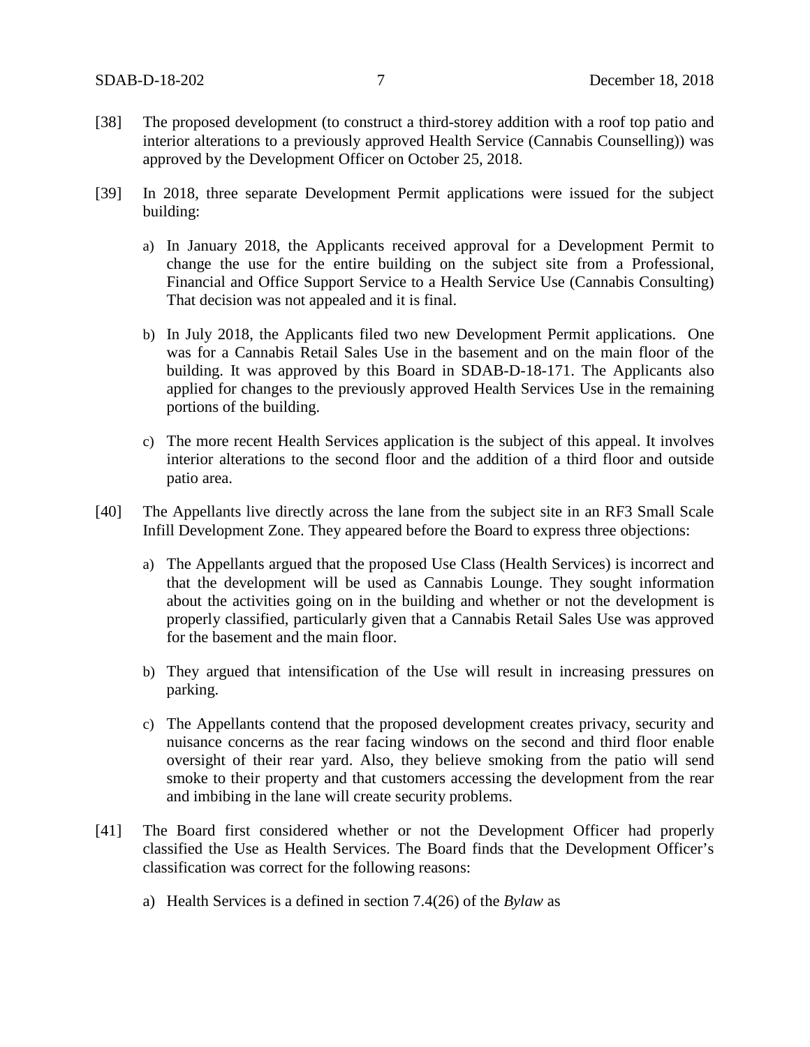[38] The proposed development (to construct a third-storey addition with a roof top patio and interior alterations to a previously approved Health Service (Cannabis Counselling)) was approved by the Development Officer on October 25, 2018.

[39] In 2018, three separate Development Permit applications were issued for the subject building:

a) In January 2018, the Applicants received approval for a Development Permit to change the use for the entire building on the subject site from a Professional, Financial and Office Support Service to a Health Service Use (Cannabis Consulting) That decision was not appealed and it is final.

b) In July 2018, the Applicants filed two new Development Permit applications. One was for a Cannabis Retail Sales Use in the basement and on the main floor of the building. It was approved by this Board in SDAB-D-18-171. The Applicants also applied for changes to the previously approved Health Services Use in the remaining portions of the building.

c) The more recent Health Services application is the subject of this appeal. It involves interior alterations to the second floor and the addition of a third floor and outside patio area.

[40] The Appellants live directly across the lane from the subject site in an RF3 Small Scale Infill Development Zone. They appeared before the Board to express three objections:

a) The Appellants argued that the proposed Use Class (Health Services) is incorrect and that the development will be used as Cannabis Lounge. They sought information about the activities going on in the building and whether or not the development is properly classified, particularly given that a Cannabis Retail Sales Use was approved for the basement and the main floor.

b) They argued that intensification of the Use will result in increasing pressures on parking.

c) The Appellants contend that the proposed development creates privacy, security and nuisance concerns as the rear facing windows on the second and third floor enable oversight of their rear yard. Also, they believe smoking from the patio will send smoke to their property and that customers accessing the development from the rear and imbibing in the lane will create security problems.

[41] The Board first considered whether or not the Development Officer had properly classified the Use as Health Services. The Board finds that the Development Officer's classification was correct for the following reasons:

a) Health Services is a defined in section 7.4(26) of the *Bylaw* as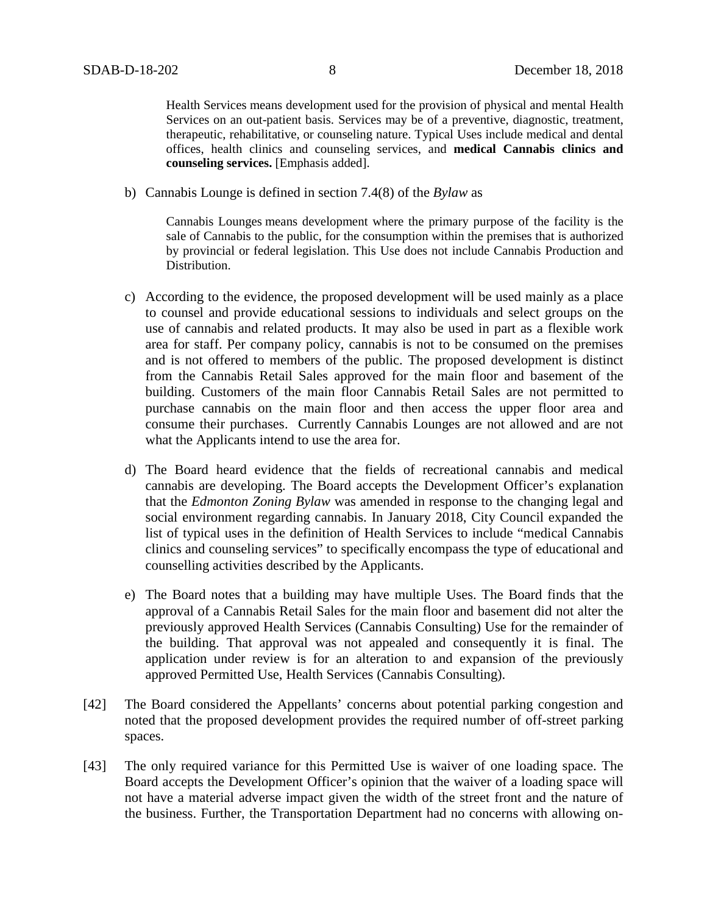> Health Services means development used for the provision of physical and mental Health Services on an out-patient basis. Services may be of a preventive, diagnostic, treatment, therapeutic, rehabilitative, or counseling nature. Typical Uses include medical and dental offices, health clinics and counseling services, and **medical Cannabis clinics and counseling services.** [Emphasis added].

b) Cannabis Lounge is defined in section 7.4(8) of the *Bylaw* as

> Cannabis Lounges means development where the primary purpose of the facility is the sale of Cannabis to the public, for the consumption within the premises that is authorized by provincial or federal legislation. This Use does not include Cannabis Production and Distribution.

c) According to the evidence, the proposed development will be used mainly as a place to counsel and provide educational sessions to individuals and select groups on the use of cannabis and related products. It may also be used in part as a flexible work area for staff. Per company policy, cannabis is not to be consumed on the premises and is not offered to members of the public. The proposed development is distinct from the Cannabis Retail Sales approved for the main floor and basement of the building. Customers of the main floor Cannabis Retail Sales are not permitted to purchase cannabis on the main floor and then access the upper floor area and consume their purchases. Currently Cannabis Lounges are not allowed and are not what the Applicants intend to use the area for.

d) The Board heard evidence that the fields of recreational cannabis and medical cannabis are developing. The Board accepts the Development Officer's explanation that the *Edmonton Zoning Bylaw* was amended in response to the changing legal and social environment regarding cannabis. In January 2018, City Council expanded the list of typical uses in the definition of Health Services to include "medical Cannabis clinics and counseling services" to specifically encompass the type of educational and counselling activities described by the Applicants.

e) The Board notes that a building may have multiple Uses. The Board finds that the approval of a Cannabis Retail Sales for the main floor and basement did not alter the previously approved Health Services (Cannabis Consulting) Use for the remainder of the building. That approval was not appealed and consequently it is final. The application under review is for an alteration to and expansion of the previously approved Permitted Use, Health Services (Cannabis Consulting).

[42] The Board considered the Appellants' concerns about potential parking congestion and noted that the proposed development provides the required number of off-street parking spaces.

[43] The only required variance for this Permitted Use is waiver of one loading space. The Board accepts the Development Officer's opinion that the waiver of a loading space will not have a material adverse impact given the width of the street front and the nature of the business. Further, the Transportation Department had no concerns with allowing on-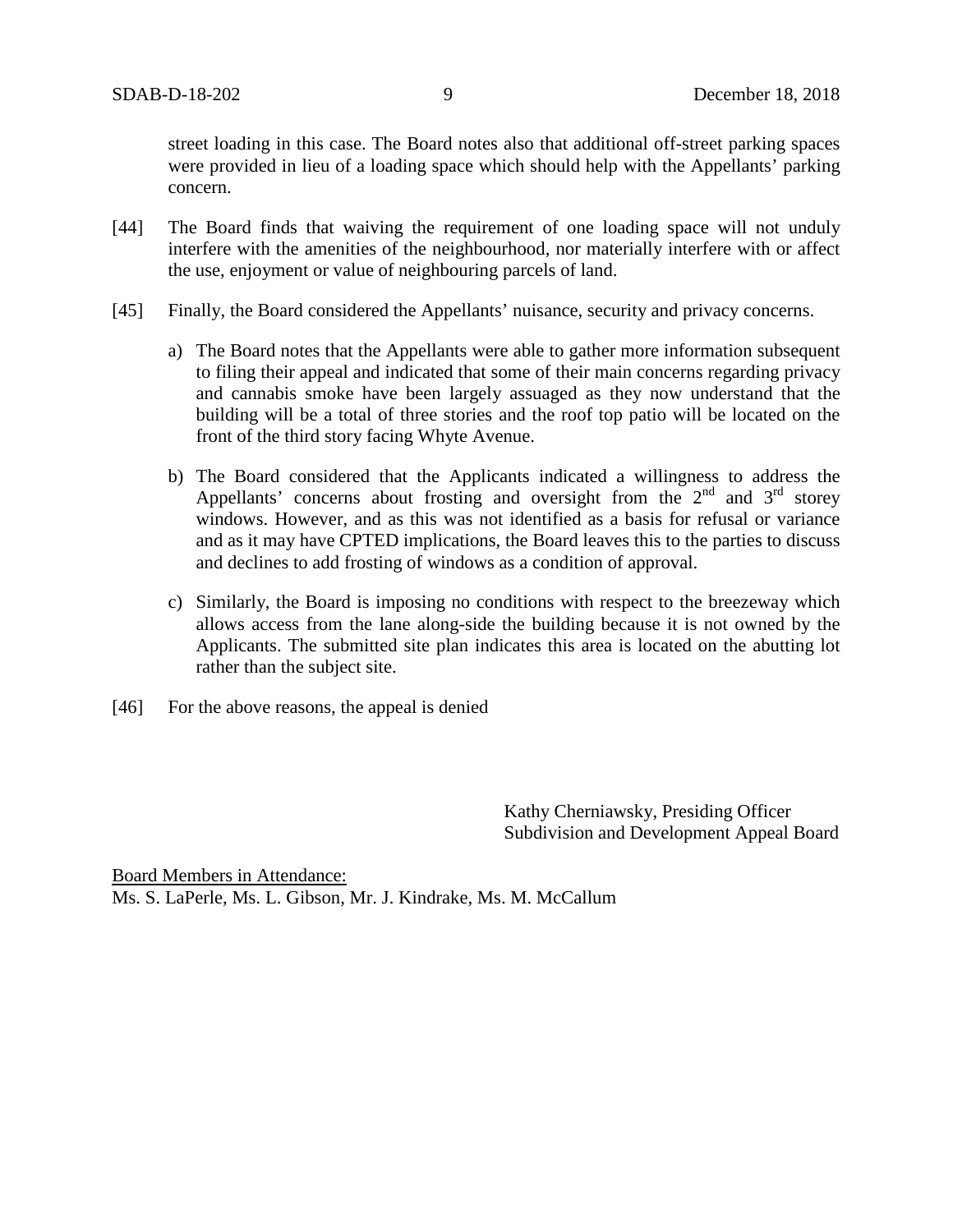street loading in this case. The Board notes also that additional off-street parking spaces were provided in lieu of a loading space which should help with the Appellants' parking concern.

[44] The Board finds that waiving the requirement of one loading space will not unduly interfere with the amenities of the neighbourhood, nor materially interfere with or affect the use, enjoyment or value of neighbouring parcels of land.

[45] Finally, the Board considered the Appellants' nuisance, security and privacy concerns.

a) The Board notes that the Appellants were able to gather more information subsequent to filing their appeal and indicated that some of their main concerns regarding privacy and cannabis smoke have been largely assuaged as they now understand that the building will be a total of three stories and the roof top patio will be located on the front of the third story facing Whyte Avenue.

b) The Board considered that the Applicants indicated a willingness to address the Appellants' concerns about frosting and oversight from the 2nd and 3rd storey windows. However, and as this was not identified as a basis for refusal or variance and as it may have CPTED implications, the Board leaves this to the parties to discuss and declines to add frosting of windows as a condition of approval.

c) Similarly, the Board is imposing no conditions with respect to the breezeway which allows access from the lane along-side the building because it is not owned by the Applicants. The submitted site plan indicates this area is located on the abutting lot rather than the subject site.

[46] For the above reasons, the appeal is denied

Kathy Cherniawsky, Presiding Officer
Subdivision and Development Appeal Board

Board Members in Attendance:
Ms. S. LaPerle, Ms. L. Gibson, Mr. J. Kindrake, Ms. M. McCallum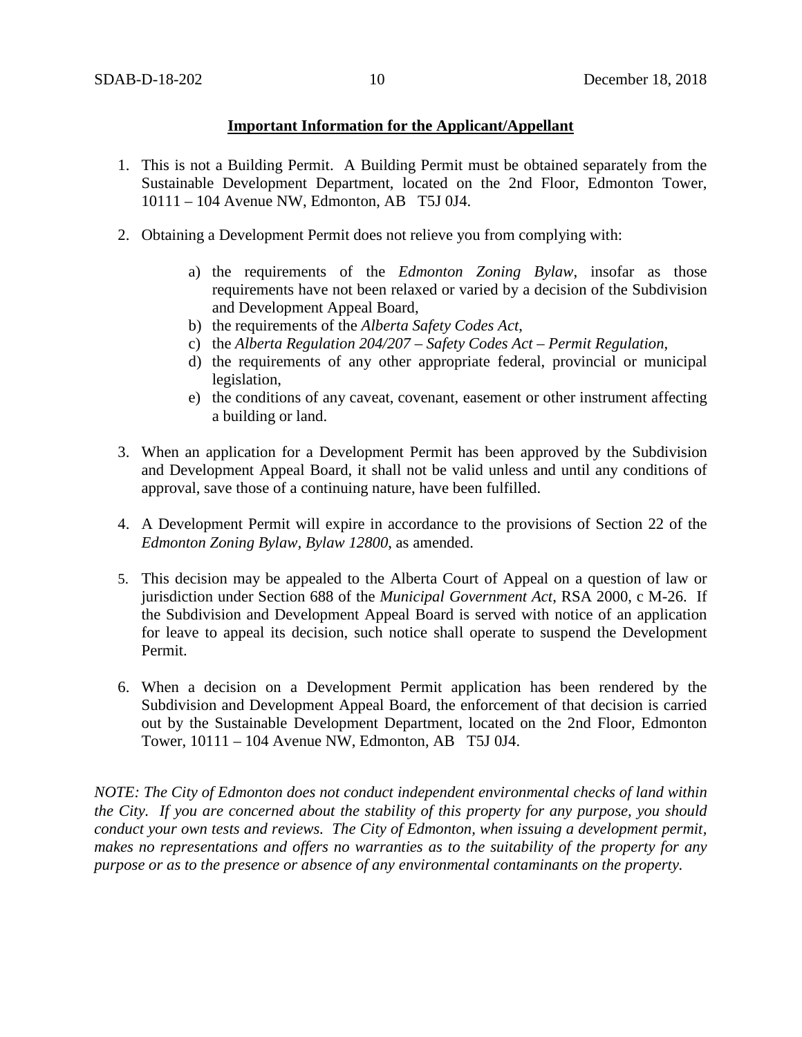**Important Information for the Applicant/Appellant**

1. This is not a Building Permit. A Building Permit must be obtained separately from the Sustainable Development Department, located on the 2nd Floor, Edmonton Tower, 10111 – 104 Avenue NW, Edmonton, AB T5J 0J4.

2. Obtaining a Development Permit does not relieve you from complying with:

   a) the requirements of the *Edmonton Zoning Bylaw*, insofar as those requirements have not been relaxed or varied by a decision of the Subdivision and Development Appeal Board,
   b) the requirements of the *Alberta Safety Codes Act*,
   c) the *Alberta Regulation 204/207 – Safety Codes Act – Permit Regulation*,
   d) the requirements of any other appropriate federal, provincial or municipal legislation,
   e) the conditions of any caveat, covenant, easement or other instrument affecting a building or land.

3. When an application for a Development Permit has been approved by the Subdivision and Development Appeal Board, it shall not be valid unless and until any conditions of approval, save those of a continuing nature, have been fulfilled.

4. A Development Permit will expire in accordance to the provisions of Section 22 of the *Edmonton Zoning Bylaw, Bylaw 12800*, as amended.

5. This decision may be appealed to the Alberta Court of Appeal on a question of law or jurisdiction under Section 688 of the *Municipal Government Act*, RSA 2000, c M-26. If the Subdivision and Development Appeal Board is served with notice of an application for leave to appeal its decision, such notice shall operate to suspend the Development Permit.

6. When a decision on a Development Permit application has been rendered by the Subdivision and Development Appeal Board, the enforcement of that decision is carried out by the Sustainable Development Department, located on the 2nd Floor, Edmonton Tower, 10111 – 104 Avenue NW, Edmonton, AB T5J 0J4.

*NOTE: The City of Edmonton does not conduct independent environmental checks of land within the City. If you are concerned about the stability of this property for any purpose, you should conduct your own tests and reviews. The City of Edmonton, when issuing a development permit, makes no representations and offers no warranties as to the suitability of the property for any purpose or as to the presence or absence of any environmental contaminants on the property.*